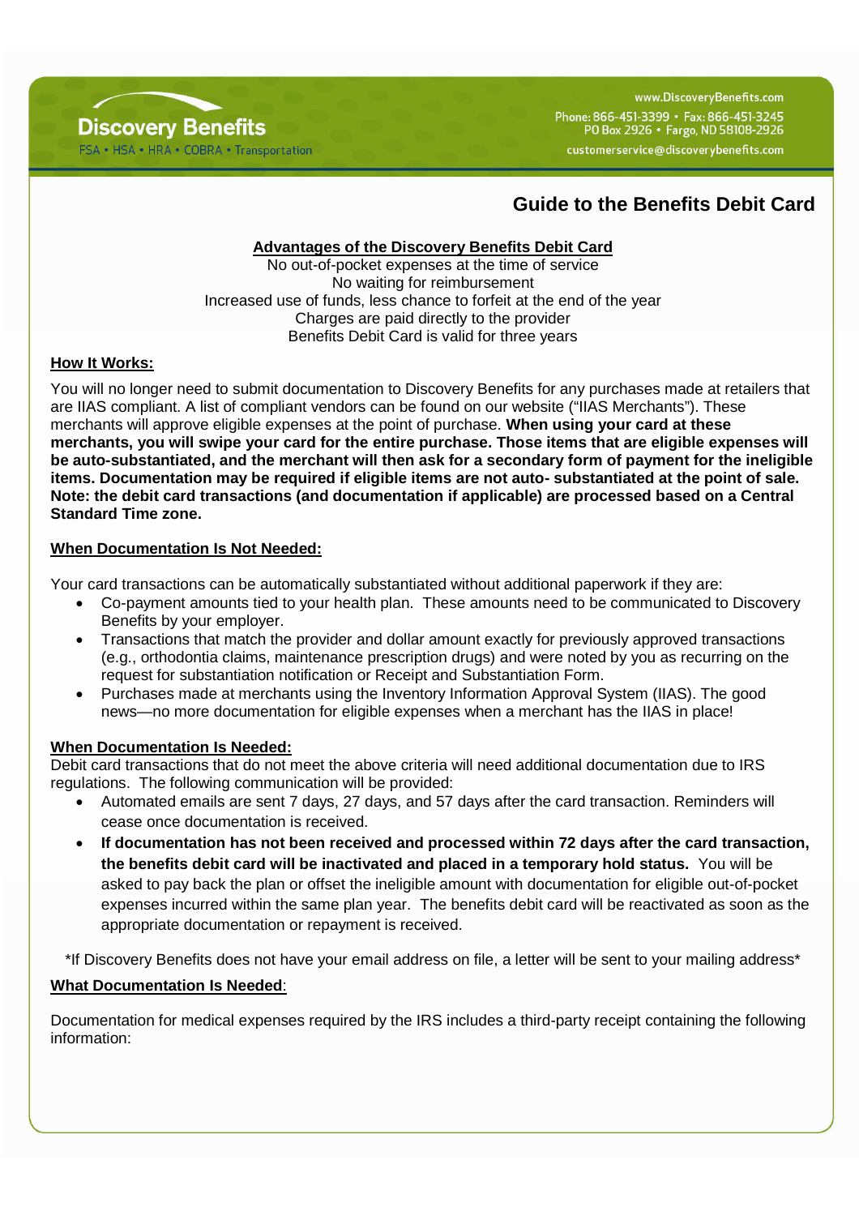Discovery Benefits

FSA • HSA • HRA • COBRA • Transportation

www.DiscoveryBenefits.com
Phone: 866-451-3399 • Fax: 866-451-3245
PO Box 2926 • Fargo, ND 58108-2926
customerservice@discoverybenefits.com

# Guide to the Benefits Debit Card

**Advantages of the Discovery Benefits Debit Card**

No out-of-pocket expenses at the time of service
No waiting for reimbursement
Increased use of funds, less chance to forfeit at the end of the year
Charges are paid directly to the provider
Benefits Debit Card is valid for three years

**How It Works:**

You will no longer need to submit documentation to Discovery Benefits for any purchases made at retailers that are IIAS compliant. A list of compliant vendors can be found on our website ("IIAS Merchants"). These merchants will approve eligible expenses at the point of purchase. **When using your card at these merchants, you will swipe your card for the entire purchase. Those items that are eligible expenses will be auto-substantiated, and the merchant will then ask for a secondary form of payment for the ineligible items. Documentation may be required if eligible items are not auto- substantiated at the point of sale. Note: the debit card transactions (and documentation if applicable) are processed based on a Central Standard Time zone.**

**When Documentation Is Not Needed:**

Your card transactions can be automatically substantiated without additional paperwork if they are:

- Co-payment amounts tied to your health plan. These amounts need to be communicated to Discovery Benefits by your employer.
- Transactions that match the provider and dollar amount exactly for previously approved transactions (e.g., orthodontia claims, maintenance prescription drugs) and were noted by you as recurring on the request for substantiation notification or Receipt and Substantiation Form.
- Purchases made at merchants using the Inventory Information Approval System (IIAS). The good news—no more documentation for eligible expenses when a merchant has the IIAS in place!

**When Documentation Is Needed:**

Debit card transactions that do not meet the above criteria will need additional documentation due to IRS regulations. The following communication will be provided:

- Automated emails are sent 7 days, 27 days, and 57 days after the card transaction. Reminders will cease once documentation is received.
- **If documentation has not been received and processed within 72 days after the card transaction, the benefits debit card will be inactivated and placed in a temporary hold status.** You will be asked to pay back the plan or offset the ineligible amount with documentation for eligible out-of-pocket expenses incurred within the same plan year. The benefits debit card will be reactivated as soon as the appropriate documentation or repayment is received.

*If Discovery Benefits does not have your email address on file, a letter will be sent to your mailing address*

**What Documentation Is Needed**:

Documentation for medical expenses required by the IRS includes a third-party receipt containing the following information: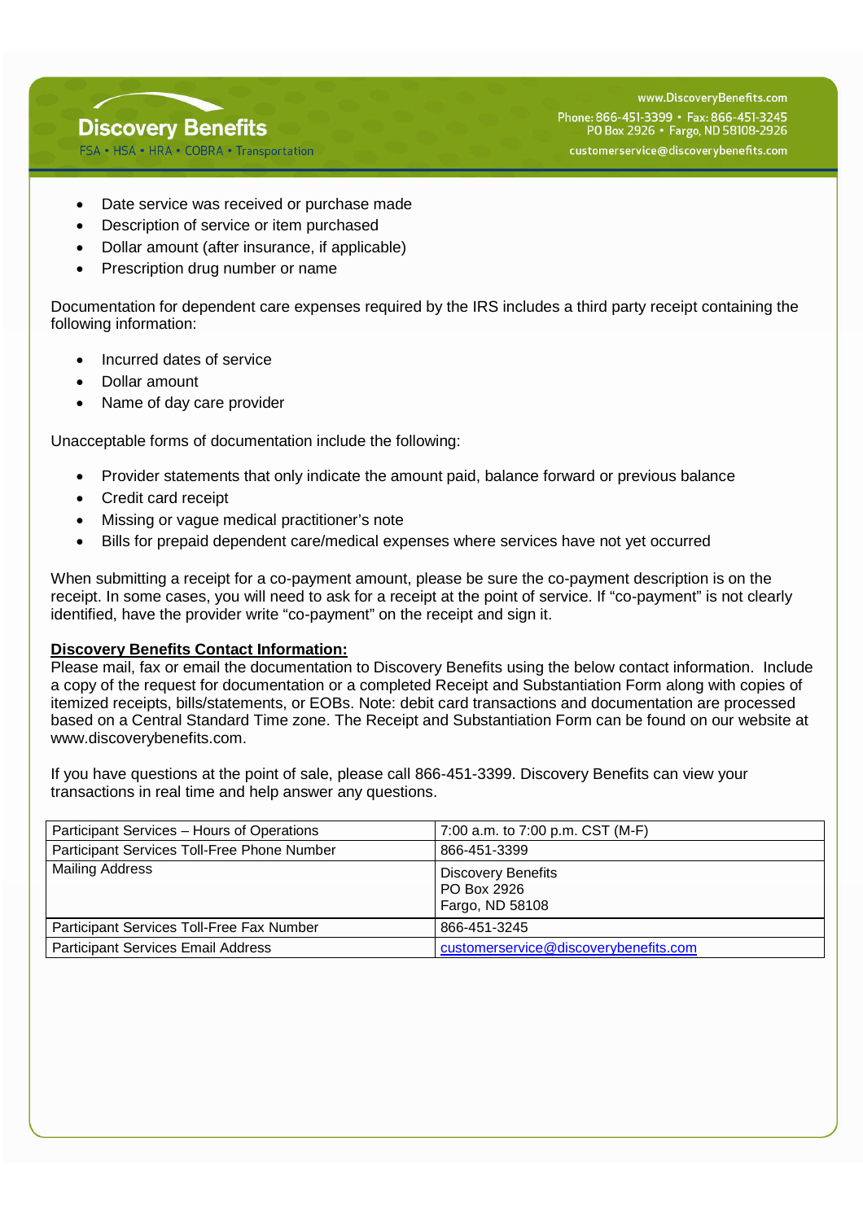- Date service was received or purchase made
- Description of service or item purchased
- Dollar amount (after insurance, if applicable)
- Prescription drug number or name

Documentation for dependent care expenses required by the IRS includes a third party receipt containing the following information:

- Incurred dates of service
- Dollar amount
- Name of day care provider

Unacceptable forms of documentation include the following:

- Provider statements that only indicate the amount paid, balance forward or previous balance
- Credit card receipt
- Missing or vague medical practitioner's note
- Bills for prepaid dependent care/medical expenses where services have not yet occurred

When submitting a receipt for a co-payment amount, please be sure the co-payment description is on the receipt. In some cases, you will need to ask for a receipt at the point of service. If "co-payment" is not clearly identified, have the provider write "co-payment" on the receipt and sign it.

**Discovery Benefits Contact Information:**

Please mail, fax or email the documentation to Discovery Benefits using the below contact information. Include a copy of the request for documentation or a completed Receipt and Substantiation Form along with copies of itemized receipts, bills/statements, or EOBs. Note: debit card transactions and documentation are processed based on a Central Standard Time zone. The Receipt and Substantiation Form can be found on our website at www.discoverybenefits.com.

If you have questions at the point of sale, please call 866-451-3399. Discovery Benefits can view your transactions in real time and help answer any questions.

| | |
|---|---|
| Participant Services – Hours of Operations | 7:00 a.m. to 7:00 p.m. CST (M-F) |
| Participant Services Toll-Free Phone Number | 866-451-3399 |
| Mailing Address | Discovery Benefits<br>PO Box 2926<br>Fargo, ND 58108 |
| Participant Services Toll-Free Fax Number | 866-451-3245 |
| Participant Services Email Address | customerservice@discoverybenefits.com |